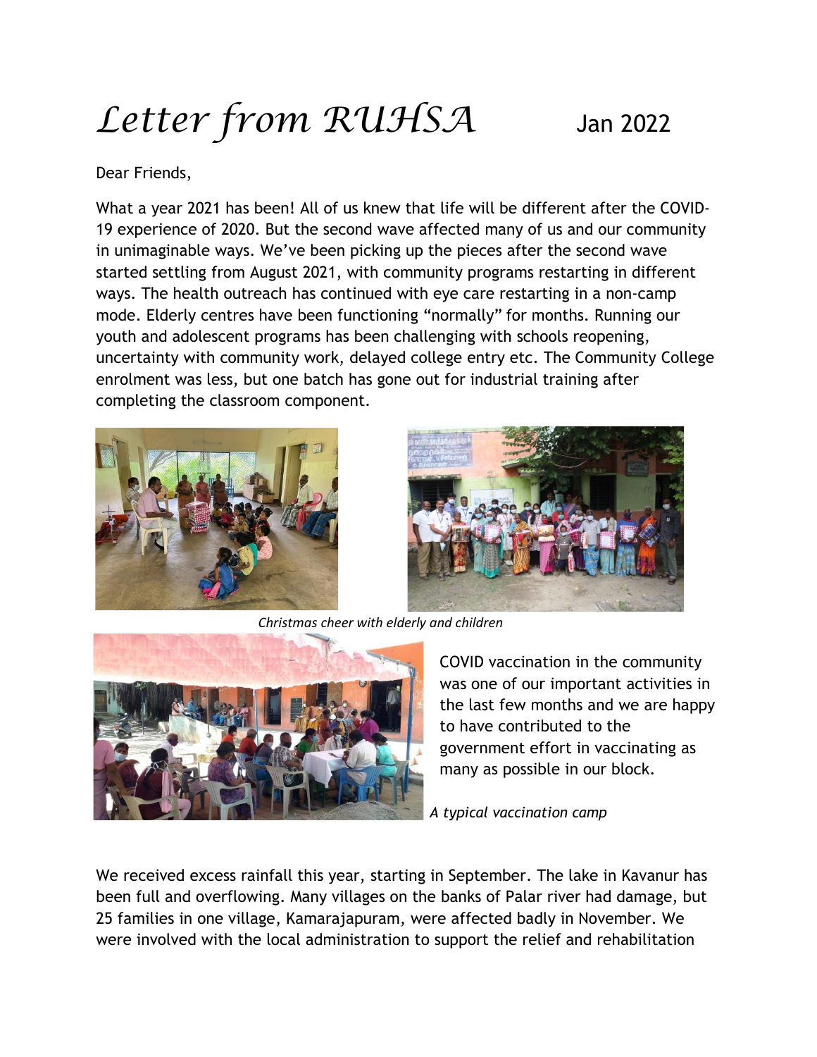# Letter from RUHSA Jan 2022

Dear Friends,

What a year 2021 has been! All of us knew that life will be different after the COVID-19 experience of 2020. But the second wave affected many of us and our community in unimaginable ways. We've been picking up the pieces after the second wave started settling from August 2021, with community programs restarting in different ways. The health outreach has continued with eye care restarting in a non-camp mode. Elderly centres have been functioning "normally" for months. Running our youth and adolescent programs has been challenging with schools reopening, uncertainty with community work, delayed college entry etc. The Community College enrolment was less, but one batch has gone out for industrial training after completing the classroom component.

*Christmas cheer with elderly and children*

COVID vaccination in the community was one of our important activities in the last few months and we are happy to have contributed to the government effort in vaccinating as many as possible in our block.

*A typical vaccination camp*

We received excess rainfall this year, starting in September. The lake in Kavanur has been full and overflowing. Many villages on the banks of Palar river had damage, but 25 families in one village, Kamarajapuram, were affected badly in November. We were involved with the local administration to support the relief and rehabilitation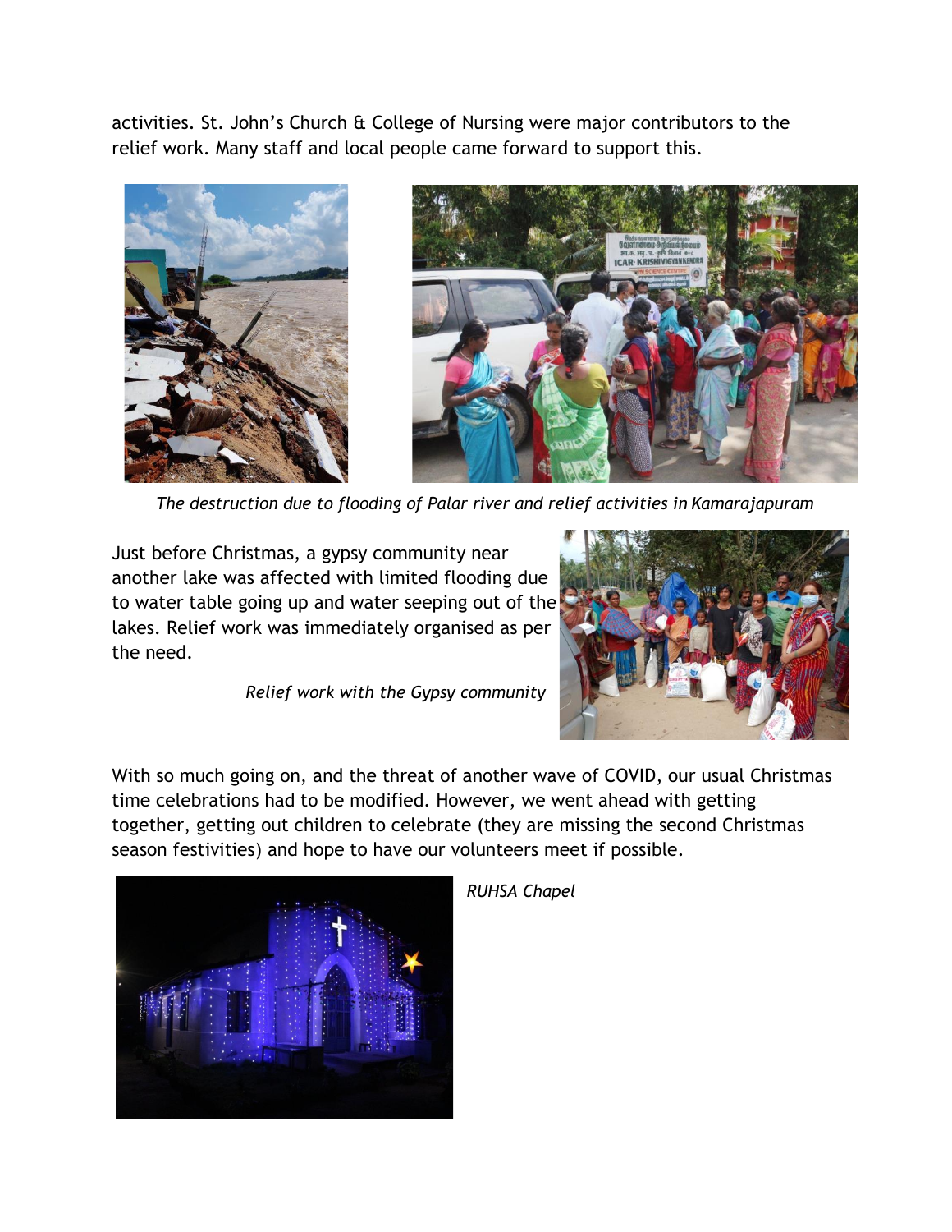activities. St. John's Church & College of Nursing were major contributors to the relief work. Many staff and local people came forward to support this.

*The destruction due to flooding of Palar river and relief activities in Kamarajapuram*

Just before Christmas, a gypsy community near another lake was affected with limited flooding due to water table going up and water seeping out of the lakes. Relief work was immediately organised as per the need.

*Relief work with the Gypsy community*

With so much going on, and the threat of another wave of COVID, our usual Christmas time celebrations had to be modified. However, we went ahead with getting together, getting out children to celebrate (they are missing the second Christmas season festivities) and hope to have our volunteers meet if possible.

*RUHSA Chapel*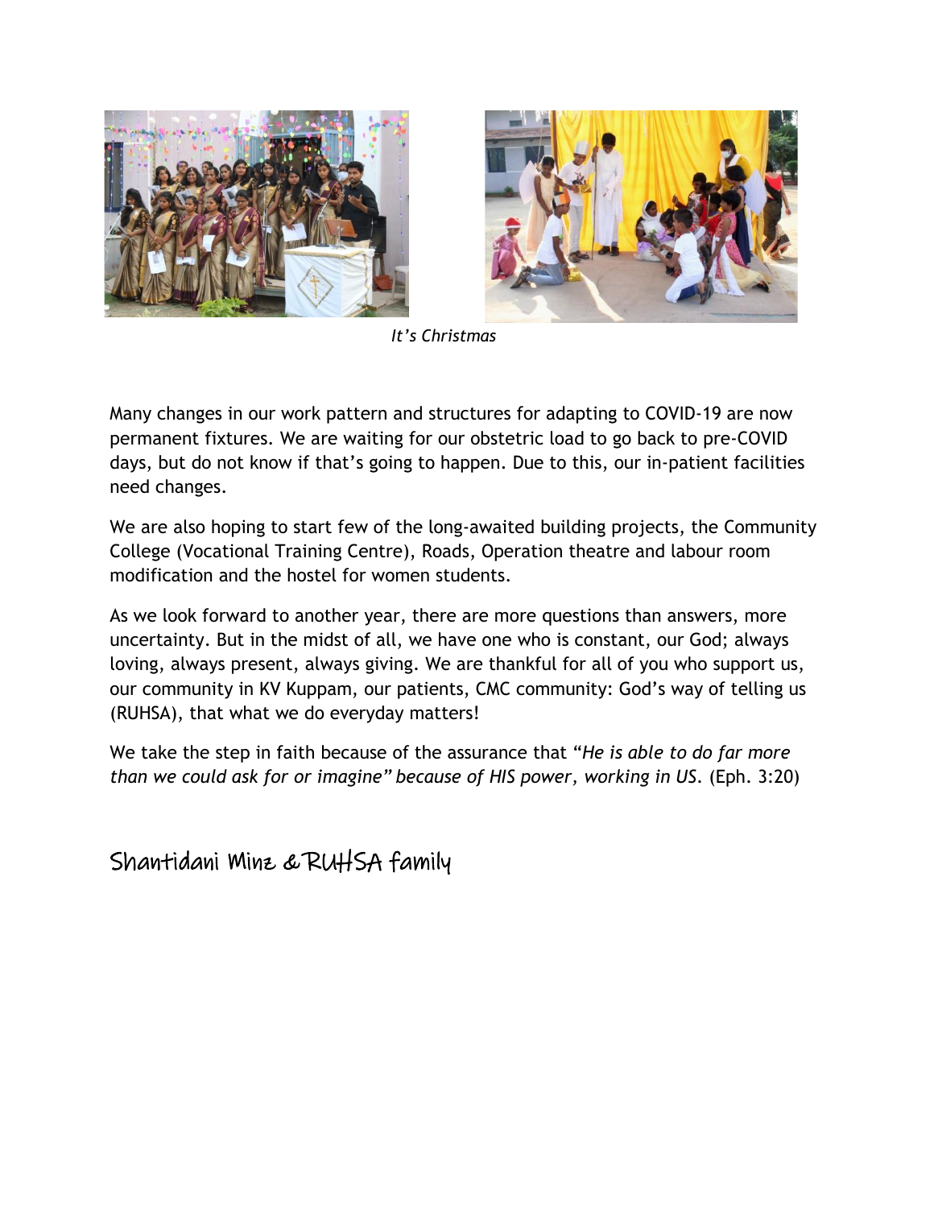*It's Christmas*

Many changes in our work pattern and structures for adapting to COVID-19 are now permanent fixtures. We are waiting for our obstetric load to go back to pre-COVID days, but do not know if that's going to happen. Due to this, our in-patient facilities need changes.

We are also hoping to start few of the long-awaited building projects, the Community College (Vocational Training Centre), Roads, Operation theatre and labour room modification and the hostel for women students.

As we look forward to another year, there are more questions than answers, more uncertainty. But in the midst of all, we have one who is constant, our God; always loving, always present, always giving. We are thankful for all of you who support us, our community in KV Kuppam, our patients, CMC community: God's way of telling us (RUHSA), that what we do everyday matters!

We take the step in faith because of the assurance that "*He is able to do far more than we could ask for or imagine" because of HIS power, working in US.* (Eph. 3:20)

Shantidani Minz & RUHSA family